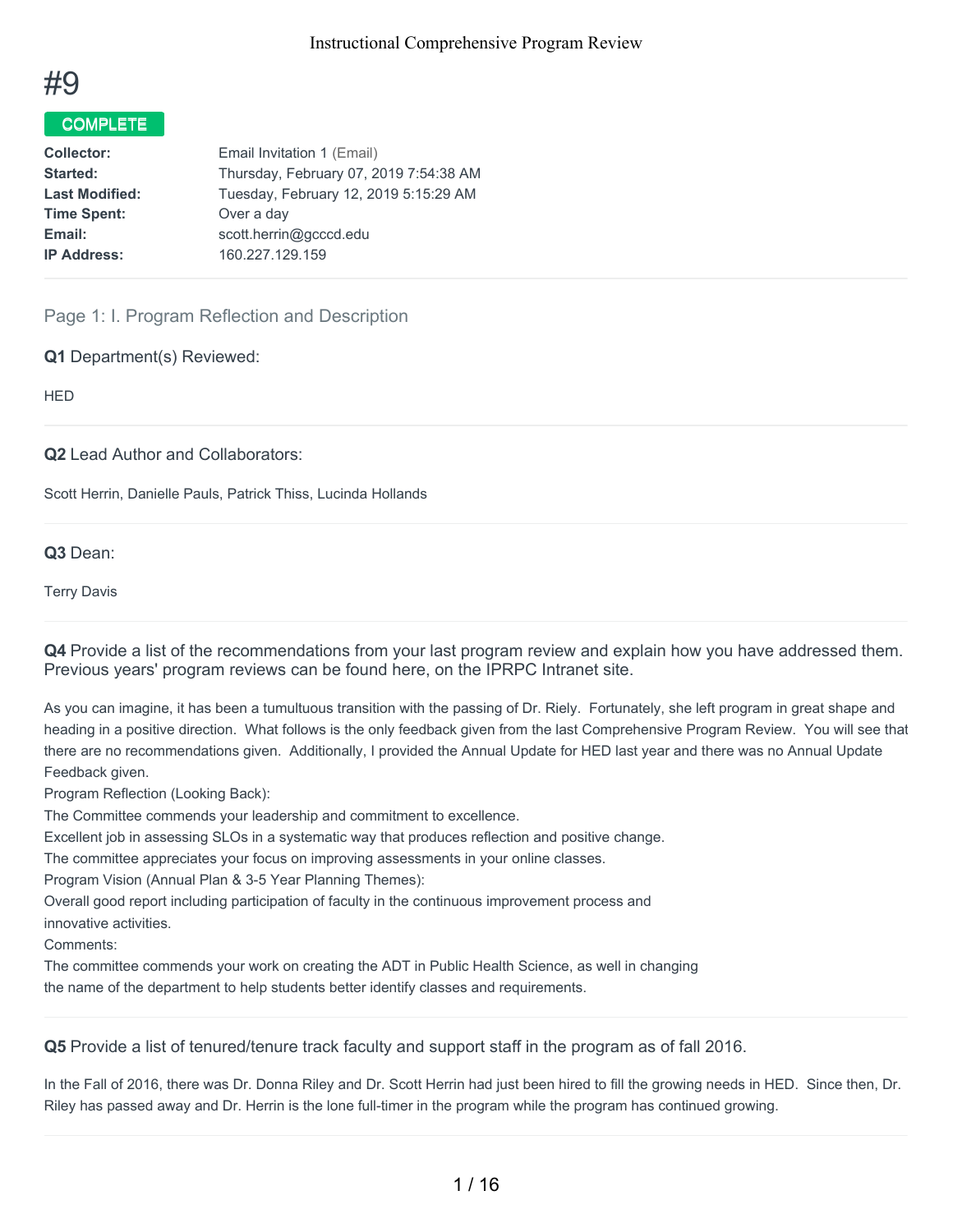# #9

**COMPLETE**

| | |
|---|---|
| **Collector:** | Email Invitation 1 (Email) |
| **Started:** | Thursday, February 07, 2019 7:54:38 AM |
| **Last Modified:** | Tuesday, February 12, 2019 5:15:29 AM |
| **Time Spent:** | Over a day |
| **Email:** | scott.herrin@gcccd.edu |
| **IP Address:** | 160.227.129.159 |

## Page 1: I. Program Reflection and Description

**Q1** Department(s) Reviewed:

HED

**Q2** Lead Author and Collaborators:

Scott Herrin, Danielle Pauls, Patrick Thiss, Lucinda Hollands

**Q3** Dean:

Terry Davis

**Q4** Provide a list of the recommendations from your last program review and explain how you have addressed them. Previous years' program reviews can be found here, on the IPRPC Intranet site.

As you can imagine, it has been a tumultuous transition with the passing of Dr. Riely. Fortunately, she left program in great shape and heading in a positive direction. What follows is the only feedback given from the last Comprehensive Program Review. You will see that there are no recommendations given. Additionally, I provided the Annual Update for HED last year and there was no Annual Update Feedback given.

Program Reflection (Looking Back):

The Committee commends your leadership and commitment to excellence.

Excellent job in assessing SLOs in a systematic way that produces reflection and positive change.

The committee appreciates your focus on improving assessments in your online classes.

Program Vision (Annual Plan & 3-5 Year Planning Themes):

Overall good report including participation of faculty in the continuous improvement process and innovative activities.

Comments:

The committee commends your work on creating the ADT in Public Health Science, as well in changing the name of the department to help students better identify classes and requirements.

**Q5** Provide a list of tenured/tenure track faculty and support staff in the program as of fall 2016.

In the Fall of 2016, there was Dr. Donna Riley and Dr. Scott Herrin had just been hired to fill the growing needs in HED. Since then, Dr. Riley has passed away and Dr. Herrin is the lone full-timer in the program while the program has continued growing.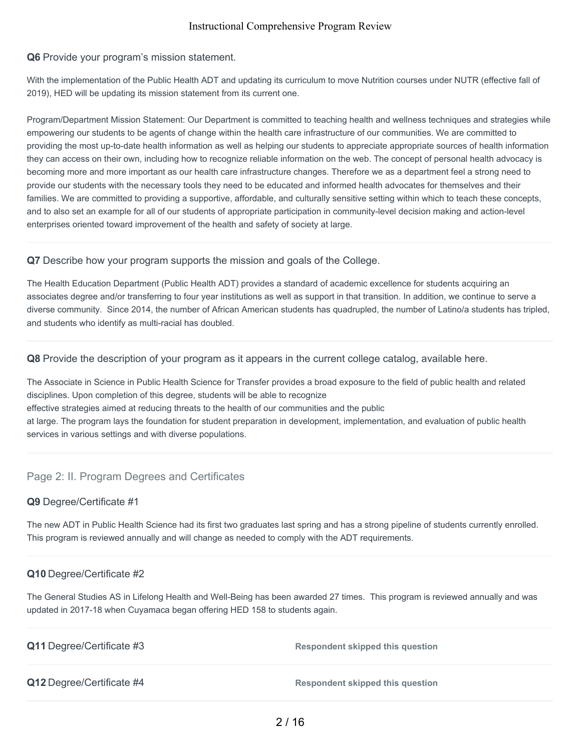**Q6** Provide your program's mission statement.

With the implementation of the Public Health ADT and updating its curriculum to move Nutrition courses under NUTR (effective fall of 2019), HED will be updating its mission statement from its current one.

Program/Department Mission Statement: Our Department is committed to teaching health and wellness techniques and strategies while empowering our students to be agents of change within the health care infrastructure of our communities. We are committed to providing the most up-to-date health information as well as helping our students to appreciate appropriate sources of health information they can access on their own, including how to recognize reliable information on the web. The concept of personal health advocacy is becoming more and more important as our health care infrastructure changes. Therefore we as a department feel a strong need to provide our students with the necessary tools they need to be educated and informed health advocates for themselves and their families. We are committed to providing a supportive, affordable, and culturally sensitive setting within which to teach these concepts, and to also set an example for all of our students of appropriate participation in community-level decision making and action-level enterprises oriented toward improvement of the health and safety of society at large.

**Q7** Describe how your program supports the mission and goals of the College.

The Health Education Department (Public Health ADT) provides a standard of academic excellence for students acquiring an associates degree and/or transferring to four year institutions as well as support in that transition. In addition, we continue to serve a diverse community. Since 2014, the number of African American students has quadrupled, the number of Latino/a students has tripled, and students who identify as multi-racial has doubled.

**Q8** Provide the description of your program as it appears in the current college catalog, available here.

The Associate in Science in Public Health Science for Transfer provides a broad exposure to the field of public health and related disciplines. Upon completion of this degree, students will be able to recognize effective strategies aimed at reducing threats to the health of our communities and the public at large. The program lays the foundation for student preparation in development, implementation, and evaluation of public health services in various settings and with diverse populations.

## Page 2: II. Program Degrees and Certificates

**Q9** Degree/Certificate #1

The new ADT in Public Health Science had its first two graduates last spring and has a strong pipeline of students currently enrolled. This program is reviewed annually and will change as needed to comply with the ADT requirements.

**Q10** Degree/Certificate #2

The General Studies AS in Lifelong Health and Well-Being has been awarded 27 times. This program is reviewed annually and was updated in 2017-18 when Cuyamaca began offering HED 158 to students again.

**Q11** Degree/Certificate #3 — Respondent skipped this question

**Q12** Degree/Certificate #4 — Respondent skipped this question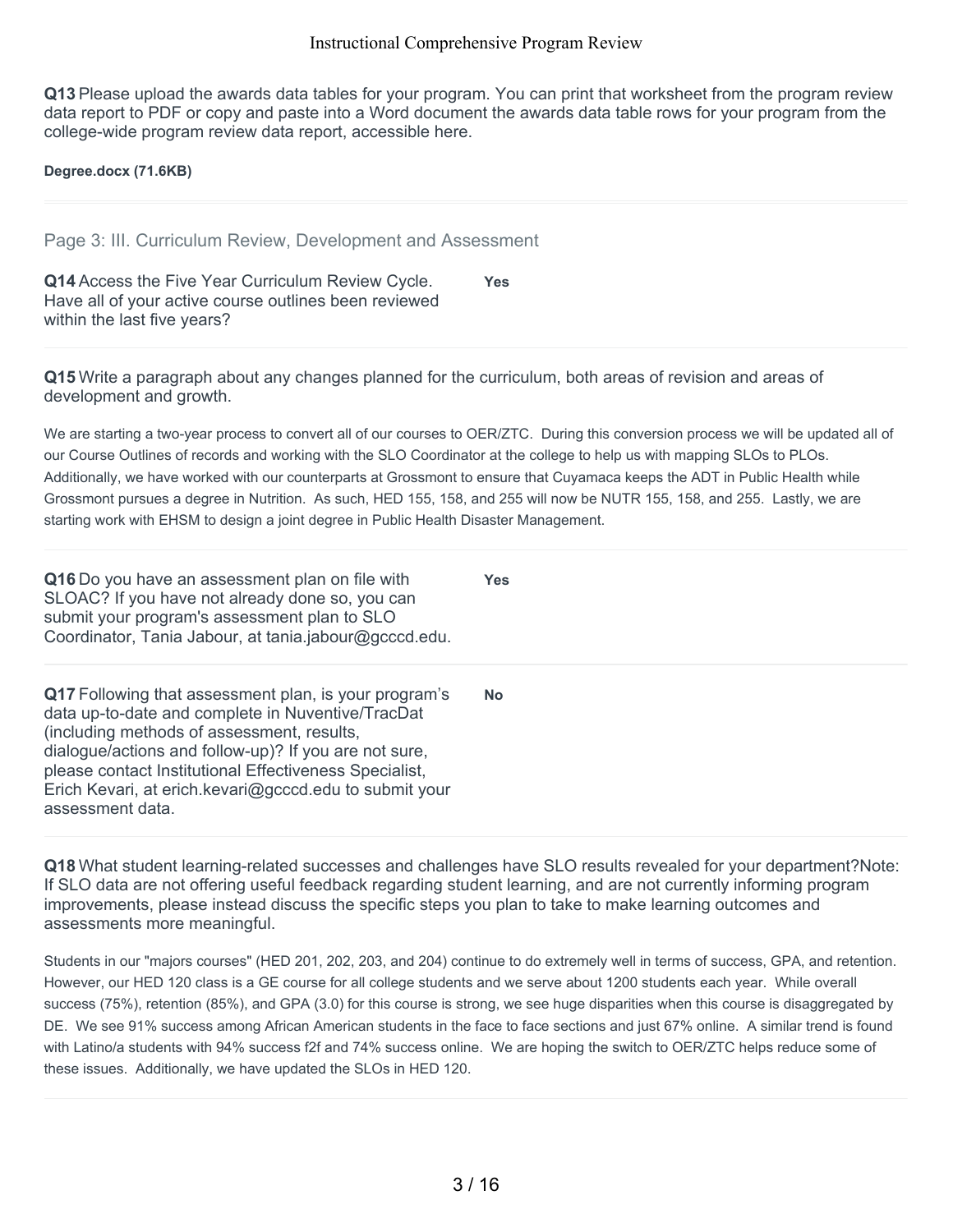**Q13** Please upload the awards data tables for your program. You can print that worksheet from the program review data report to PDF or copy and paste into a Word document the awards data table rows for your program from the college-wide program review data report, accessible here.

**Degree.docx (71.6KB)**

## Page 3: III. Curriculum Review, Development and Assessment

**Q14** Access the Five Year Curriculum Review Cycle. Have all of your active course outlines been reviewed within the last five years?

**Yes**

**Q15** Write a paragraph about any changes planned for the curriculum, both areas of revision and areas of development and growth.

We are starting a two-year process to convert all of our courses to OER/ZTC. During this conversion process we will be updated all of our Course Outlines of records and working with the SLO Coordinator at the college to help us with mapping SLOs to PLOs. Additionally, we have worked with our counterparts at Grossmont to ensure that Cuyamaca keeps the ADT in Public Health while Grossmont pursues a degree in Nutrition. As such, HED 155, 158, and 255 will now be NUTR 155, 158, and 255. Lastly, we are starting work with EHSM to design a joint degree in Public Health Disaster Management.

**Q16** Do you have an assessment plan on file with SLOAC? If you have not already done so, you can submit your program's assessment plan to SLO Coordinator, Tania Jabour, at tania.jabour@gcccd.edu.

**Yes**

**Q17** Following that assessment plan, is your program's data up-to-date and complete in Nuventive/TracDat (including methods of assessment, results, dialogue/actions and follow-up)? If you are not sure, please contact Institutional Effectiveness Specialist, Erich Kevari, at erich.kevari@gcccd.edu to submit your assessment data.

**No**

**Q18** What student learning-related successes and challenges have SLO results revealed for your department?Note: If SLO data are not offering useful feedback regarding student learning, and are not currently informing program improvements, please instead discuss the specific steps you plan to take to make learning outcomes and assessments more meaningful.

Students in our "majors courses" (HED 201, 202, 203, and 204) continue to do extremely well in terms of success, GPA, and retention. However, our HED 120 class is a GE course for all college students and we serve about 1200 students each year. While overall success (75%), retention (85%), and GPA (3.0) for this course is strong, we see huge disparities when this course is disaggregated by DE. We see 91% success among African American students in the face to face sections and just 67% online. A similar trend is found with Latino/a students with 94% success f2f and 74% success online. We are hoping the switch to OER/ZTC helps reduce some of these issues. Additionally, we have updated the SLOs in HED 120.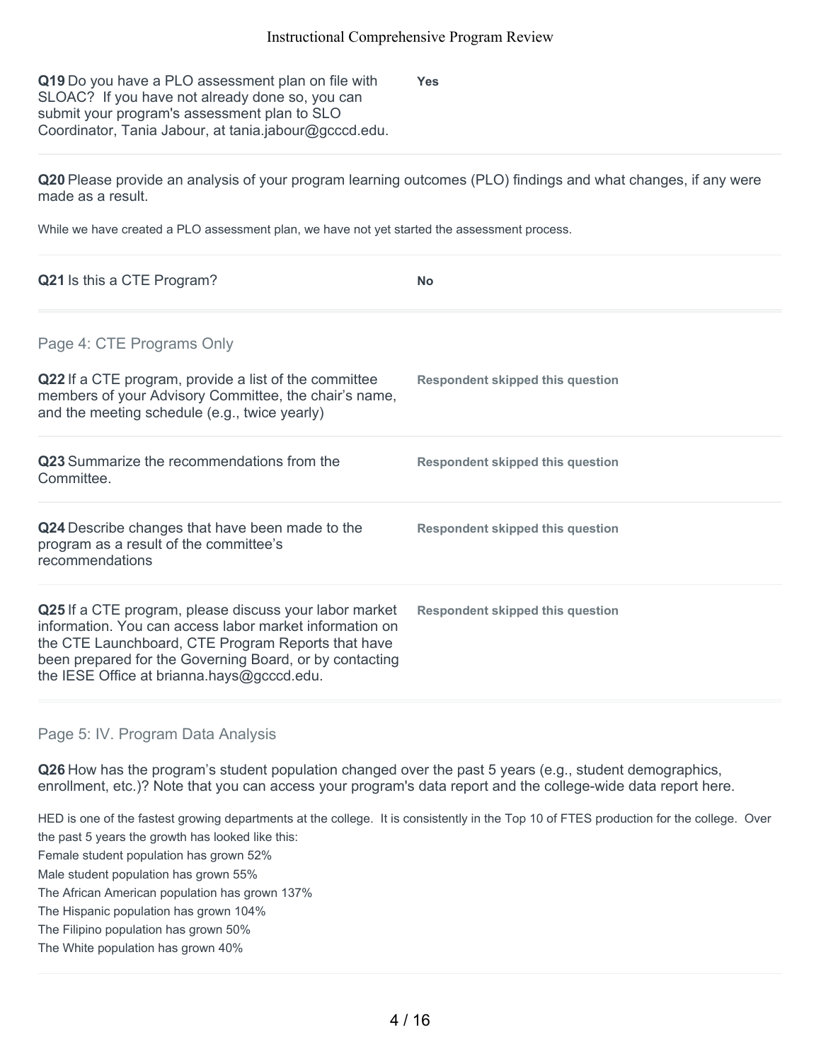**Q19** Do you have a PLO assessment plan on file with SLOAC? If you have not already done so, you can submit your program's assessment plan to SLO Coordinator, Tania Jabour, at tania.jabour@gcccd.edu.

**Yes**

**Q20** Please provide an analysis of your program learning outcomes (PLO) findings and what changes, if any were made as a result.

While we have created a PLO assessment plan, we have not yet started the assessment process.

**Q21** Is this a CTE Program?

**No**

## Page 4: CTE Programs Only

**Q22** If a CTE program, provide a list of the committee members of your Advisory Committee, the chair's name, and the meeting schedule (e.g., twice yearly)

**Respondent skipped this question**

**Q23** Summarize the recommendations from the Committee.

**Respondent skipped this question**

**Q24** Describe changes that have been made to the program as a result of the committee's recommendations

**Respondent skipped this question**

**Q25** If a CTE program, please discuss your labor market information. You can access labor market information on the CTE Launchboard, CTE Program Reports that have been prepared for the Governing Board, or by contacting the IESE Office at brianna.hays@gcccd.edu.

**Respondent skipped this question**

## Page 5: IV. Program Data Analysis

**Q26** How has the program's student population changed over the past 5 years (e.g., student demographics, enrollment, etc.)? Note that you can access your program's data report and the college-wide data report here.

HED is one of the fastest growing departments at the college. It is consistently in the Top 10 of FTES production for the college. Over the past 5 years the growth has looked like this:
Female student population has grown 52%
Male student population has grown 55%
The African American population has grown 137%
The Hispanic population has grown 104%
The Filipino population has grown 50%
The White population has grown 40%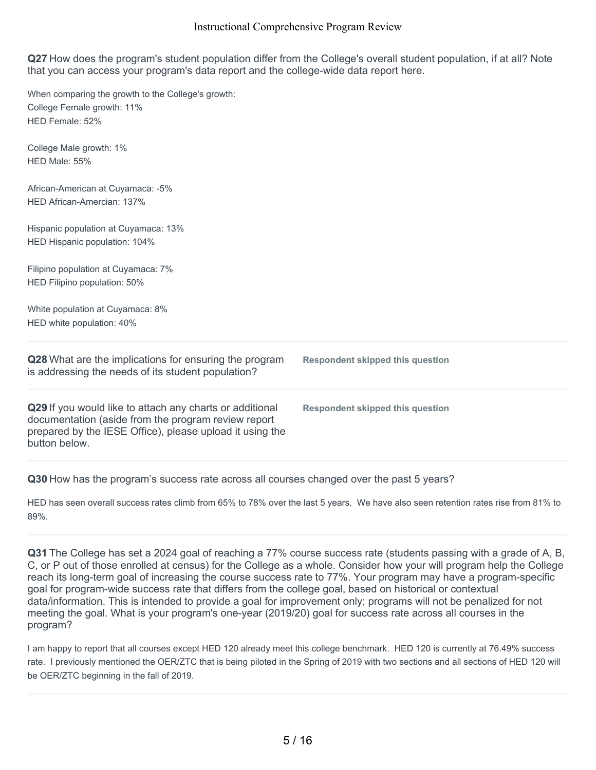**Q27** How does the program's student population differ from the College's overall student population, if at all? Note that you can access your program's data report and the college-wide data report here.

When comparing the growth to the College's growth:
College Female growth: 11%
HED Female: 52%

College Male growth: 1%
HED Male: 55%

African-American at Cuyamaca: -5%
HED African-Amercian: 137%

Hispanic population at Cuyamaca: 13%
HED Hispanic population: 104%

Filipino population at Cuyamaca: 7%
HED Filipino population: 50%

White population at Cuyamaca: 8%
HED white population: 40%

**Q28** What are the implications for ensuring the program is addressing the needs of its student population?

**Respondent skipped this question**

**Q29** If you would like to attach any charts or additional documentation (aside from the program review report prepared by the IESE Office), please upload it using the button below.

**Respondent skipped this question**

**Q30** How has the program's success rate across all courses changed over the past 5 years?

HED has seen overall success rates climb from 65% to 78% over the last 5 years. We have also seen retention rates rise from 81% to 89%.

**Q31** The College has set a 2024 goal of reaching a 77% course success rate (students passing with a grade of A, B, C, or P out of those enrolled at census) for the College as a whole. Consider how your will program help the College reach its long-term goal of increasing the course success rate to 77%. Your program may have a program-specific goal for program-wide success rate that differs from the college goal, based on historical or contextual data/information. This is intended to provide a goal for improvement only; programs will not be penalized for not meeting the goal. What is your program's one-year (2019/20) goal for success rate across all courses in the program?

I am happy to report that all courses except HED 120 already meet this college benchmark. HED 120 is currently at 76.49% success rate. I previously mentioned the OER/ZTC that is being piloted in the Spring of 2019 with two sections and all sections of HED 120 will be OER/ZTC beginning in the fall of 2019.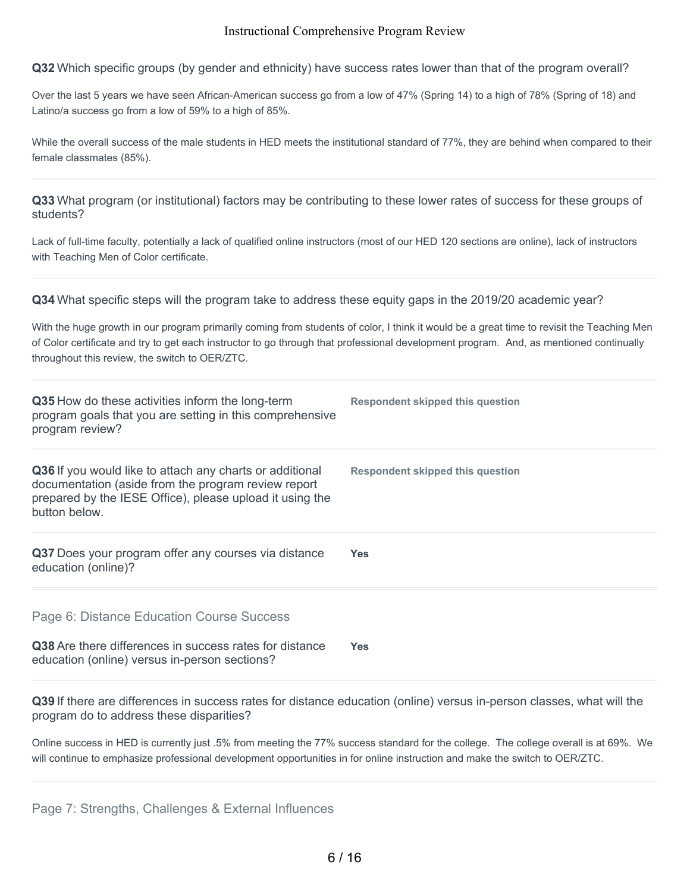**Q32** Which specific groups (by gender and ethnicity) have success rates lower than that of the program overall?

Over the last 5 years we have seen African-American success go from a low of 47% (Spring 14) to a high of 78% (Spring of 18) and Latino/a success go from a low of 59% to a high of 85%.

While the overall success of the male students in HED meets the institutional standard of 77%, they are behind when compared to their female classmates (85%).

---

**Q33** What program (or institutional) factors may be contributing to these lower rates of success for these groups of students?

Lack of full-time faculty, potentially a lack of qualified online instructors (most of our HED 120 sections are online), lack of instructors with Teaching Men of Color certificate.

---

**Q34** What specific steps will the program take to address these equity gaps in the 2019/20 academic year?

With the huge growth in our program primarily coming from students of color, I think it would be a great time to revisit the Teaching Men of Color certificate and try to get each instructor to go through that professional development program. And, as mentioned continually throughout this review, the switch to OER/ZTC.

---

**Q35** How do these activities inform the long-term program goals that you are setting in this comprehensive program review?

**Respondent skipped this question**

---

**Q36** If you would like to attach any charts or additional documentation (aside from the program review report prepared by the IESE Office), please upload it using the button below.

**Respondent skipped this question**

---

**Q37** Does your program offer any courses via distance education (online)?

**Yes**

---

## Page 6: Distance Education Course Success

**Q38** Are there differences in success rates for distance education (online) versus in-person sections?

**Yes**

---

**Q39** If there are differences in success rates for distance education (online) versus in-person classes, what will the program do to address these disparities?

Online success in HED is currently just .5% from meeting the 77% success standard for the college. The college overall is at 69%. We will continue to emphasize professional development opportunities in for online instruction and make the switch to OER/ZTC.

---

## Page 7: Strengths, Challenges & External Influences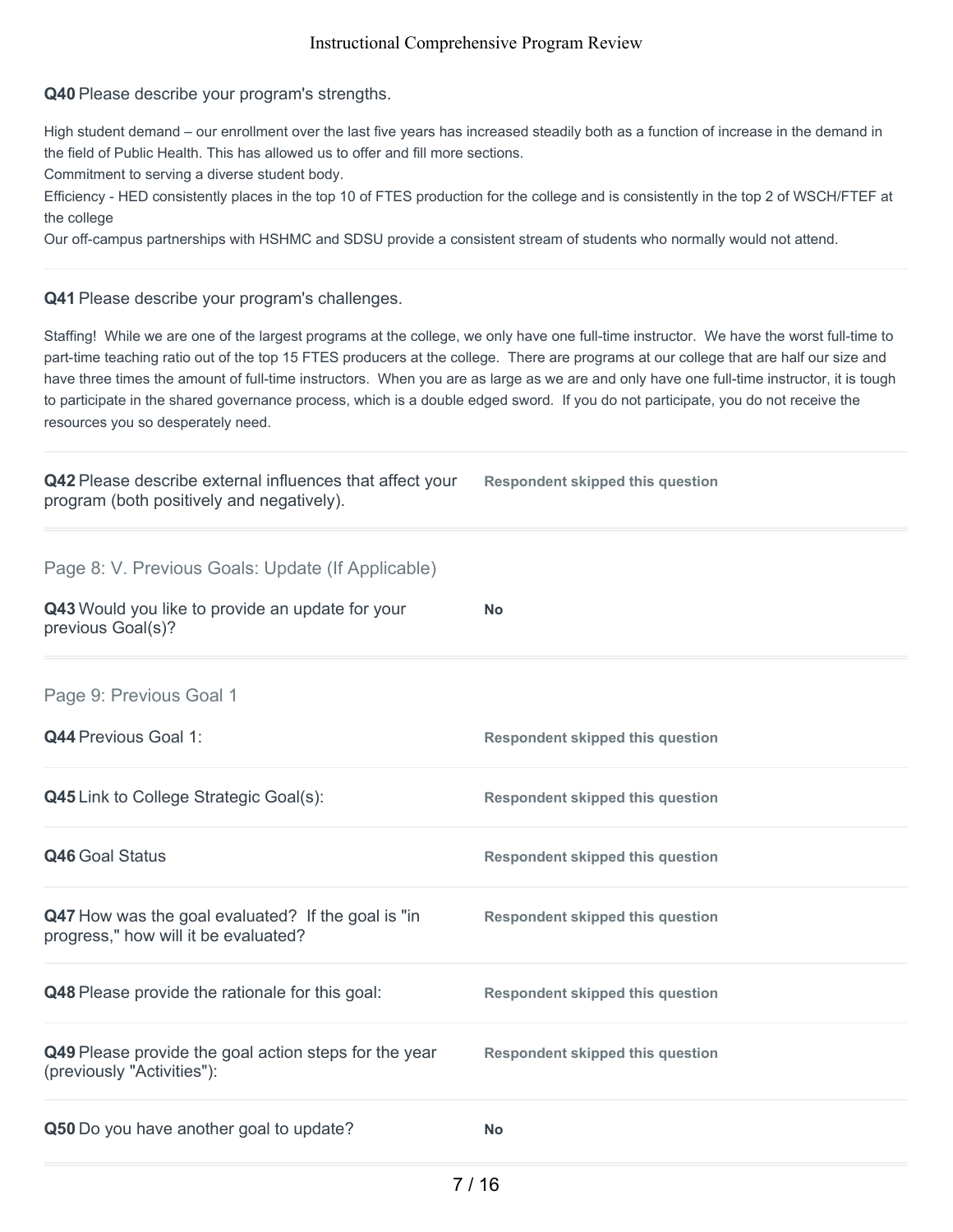**Q40** Please describe your program's strengths.

High student demand – our enrollment over the last five years has increased steadily both as a function of increase in the demand in the field of Public Health. This has allowed us to offer and fill more sections.
Commitment to serving a diverse student body.
Efficiency - HED consistently places in the top 10 of FTES production for the college and is consistently in the top 2 of WSCH/FTEF at the college
Our off-campus partnerships with HSHMC and SDSU provide a consistent stream of students who normally would not attend.

**Q41** Please describe your program's challenges.

Staffing! While we are one of the largest programs at the college, we only have one full-time instructor. We have the worst full-time to part-time teaching ratio out of the top 15 FTES producers at the college. There are programs at our college that are half our size and have three times the amount of full-time instructors. When you are as large as we are and only have one full-time instructor, it is tough to participate in the shared governance process, which is a double edged sword. If you do not participate, you do not receive the resources you so desperately need.

**Q42** Please describe external influences that affect your program (both positively and negatively).

**Respondent skipped this question**

## Page 8: V. Previous Goals: Update (If Applicable)

**Q43** Would you like to provide an update for your previous Goal(s)?

**No**

## Page 9: Previous Goal 1

**Q44** Previous Goal 1:

**Respondent skipped this question**

**Q45** Link to College Strategic Goal(s):

**Respondent skipped this question**

**Q46** Goal Status

**Respondent skipped this question**

**Q47** How was the goal evaluated? If the goal is "in progress," how will it be evaluated?

**Respondent skipped this question**

**Q48** Please provide the rationale for this goal:

**Respondent skipped this question**

**Q49** Please provide the goal action steps for the year (previously "Activities"):

**Respondent skipped this question**

**Q50** Do you have another goal to update?

**No**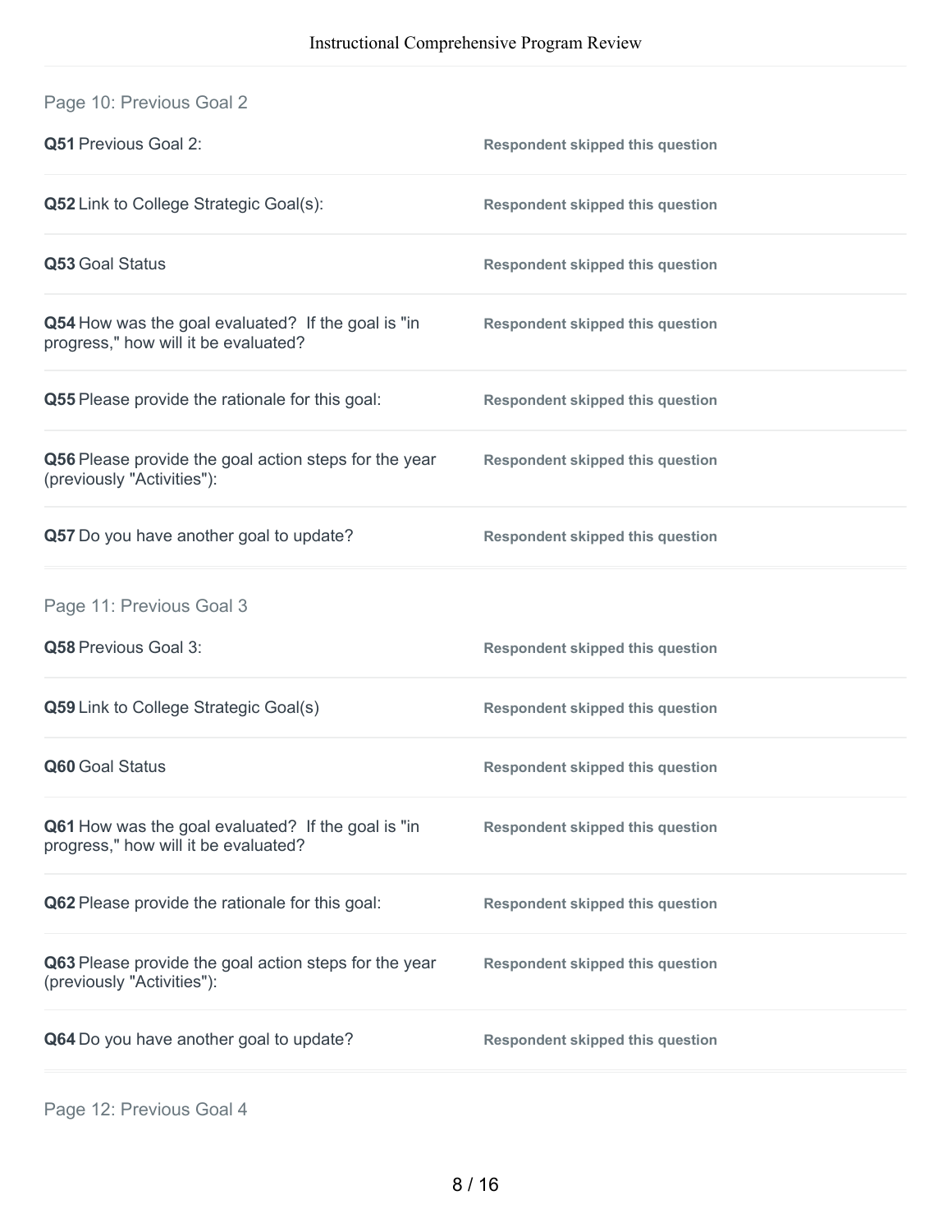## Page 10: Previous Goal 2

| | |
|---|---|
| **Q51** Previous Goal 2: | **Respondent skipped this question** |
| **Q52** Link to College Strategic Goal(s): | **Respondent skipped this question** |
| **Q53** Goal Status | **Respondent skipped this question** |
| **Q54** How was the goal evaluated? If the goal is "in progress," how will it be evaluated? | **Respondent skipped this question** |
| **Q55** Please provide the rationale for this goal: | **Respondent skipped this question** |
| **Q56** Please provide the goal action steps for the year (previously "Activities"): | **Respondent skipped this question** |
| **Q57** Do you have another goal to update? | **Respondent skipped this question** |

## Page 11: Previous Goal 3

| | |
|---|---|
| **Q58** Previous Goal 3: | **Respondent skipped this question** |
| **Q59** Link to College Strategic Goal(s) | **Respondent skipped this question** |
| **Q60** Goal Status | **Respondent skipped this question** |
| **Q61** How was the goal evaluated? If the goal is "in progress," how will it be evaluated? | **Respondent skipped this question** |
| **Q62** Please provide the rationale for this goal: | **Respondent skipped this question** |
| **Q63** Please provide the goal action steps for the year (previously "Activities"): | **Respondent skipped this question** |
| **Q64** Do you have another goal to update? | **Respondent skipped this question** |

## Page 12: Previous Goal 4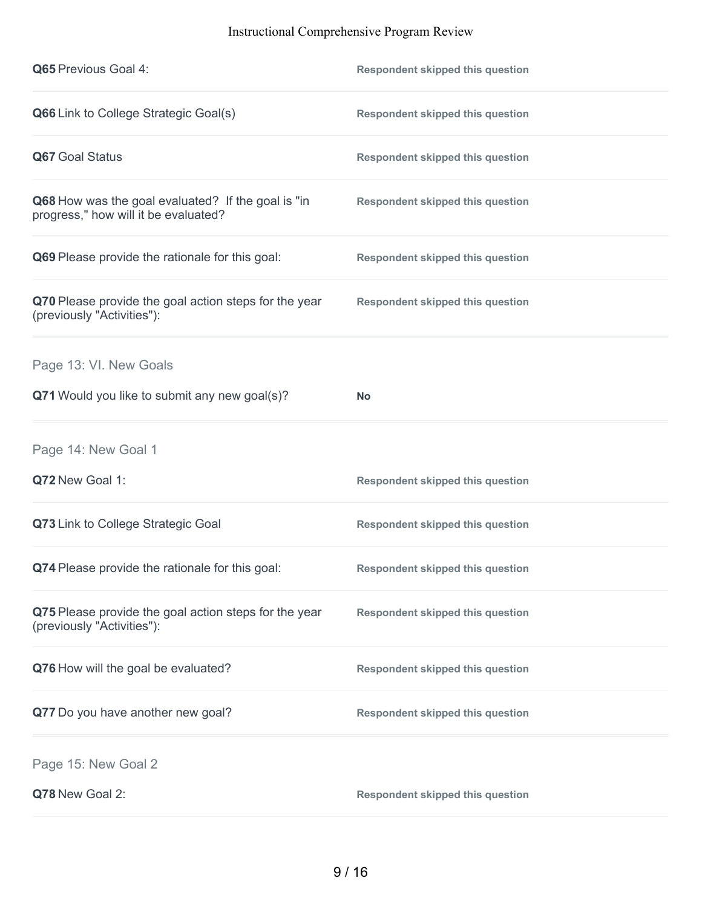**Q65** Previous Goal 4: **Respondent skipped this question**

**Q66** Link to College Strategic Goal(s) **Respondent skipped this question**

**Q67** Goal Status **Respondent skipped this question**

**Q68** How was the goal evaluated? If the goal is "in progress," how will it be evaluated? **Respondent skipped this question**

**Q69** Please provide the rationale for this goal: **Respondent skipped this question**

**Q70** Please provide the goal action steps for the year (previously "Activities"): **Respondent skipped this question**

## Page 13: VI. New Goals

**Q71** Would you like to submit any new goal(s)? **No**

## Page 14: New Goal 1

**Q72** New Goal 1: **Respondent skipped this question**

**Q73** Link to College Strategic Goal **Respondent skipped this question**

**Q74** Please provide the rationale for this goal: **Respondent skipped this question**

**Q75** Please provide the goal action steps for the year (previously "Activities"): **Respondent skipped this question**

**Q76** How will the goal be evaluated? **Respondent skipped this question**

**Q77** Do you have another new goal? **Respondent skipped this question**

## Page 15: New Goal 2

**Q78** New Goal 2: **Respondent skipped this question**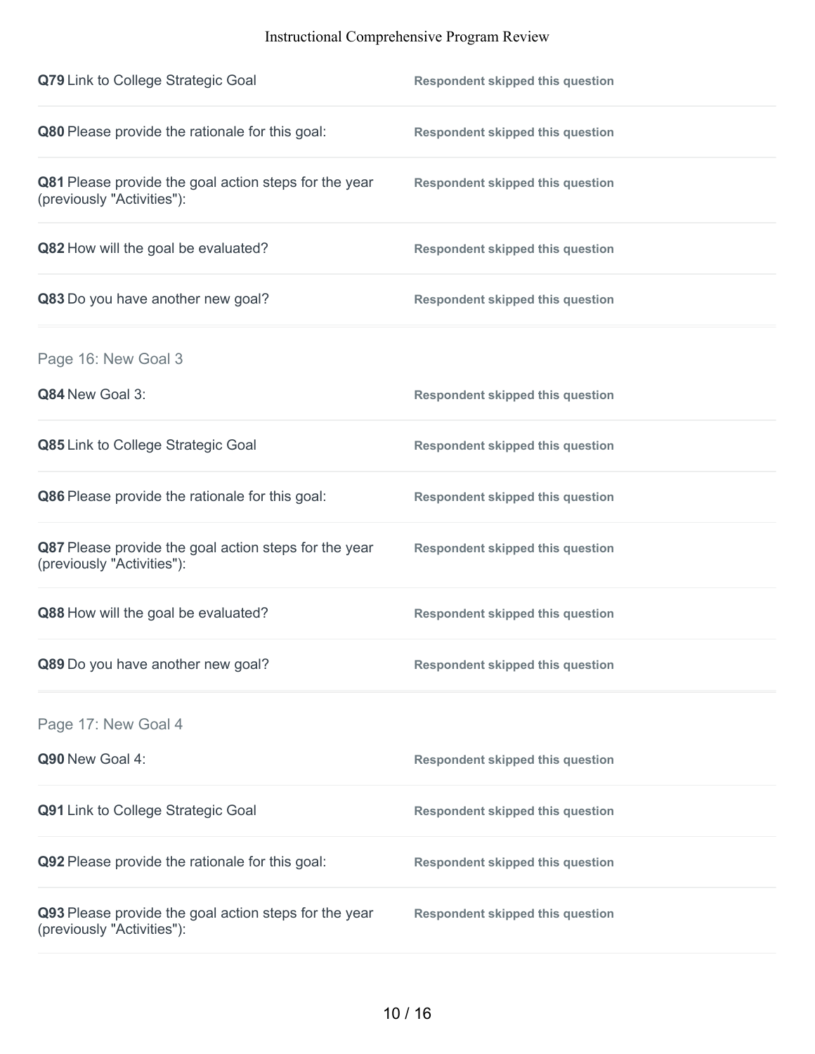**Q79** Link to College Strategic Goal

Respondent skipped this question

**Q80** Please provide the rationale for this goal:

Respondent skipped this question

**Q81** Please provide the goal action steps for the year (previously "Activities"):

Respondent skipped this question

**Q82** How will the goal be evaluated?

Respondent skipped this question

**Q83** Do you have another new goal?

Respondent skipped this question

## Page 16: New Goal 3

**Q84** New Goal 3:

Respondent skipped this question

**Q85** Link to College Strategic Goal

Respondent skipped this question

**Q86** Please provide the rationale for this goal:

Respondent skipped this question

**Q87** Please provide the goal action steps for the year (previously "Activities"):

Respondent skipped this question

**Q88** How will the goal be evaluated?

Respondent skipped this question

**Q89** Do you have another new goal?

Respondent skipped this question

## Page 17: New Goal 4

**Q90** New Goal 4:

Respondent skipped this question

**Q91** Link to College Strategic Goal

Respondent skipped this question

**Q92** Please provide the rationale for this goal:

Respondent skipped this question

**Q93** Please provide the goal action steps for the year (previously "Activities"):

Respondent skipped this question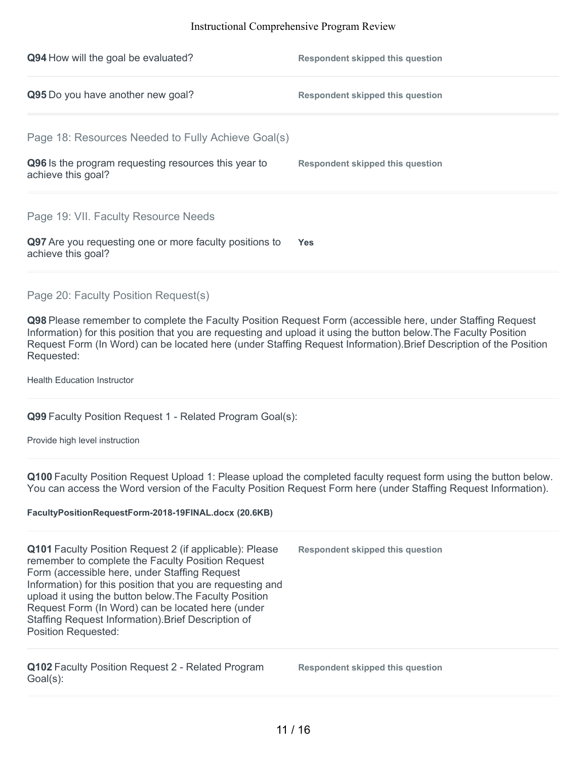**Q94** How will the goal be evaluated?

**Respondent skipped this question**

**Q95** Do you have another new goal?

**Respondent skipped this question**

## Page 18: Resources Needed to Fully Achieve Goal(s)

**Q96** Is the program requesting resources this year to achieve this goal?

**Respondent skipped this question**

## Page 19: VII. Faculty Resource Needs

**Q97** Are you requesting one or more faculty positions to achieve this goal?

**Yes**

## Page 20: Faculty Position Request(s)

**Q98** Please remember to complete the Faculty Position Request Form (accessible here, under Staffing Request Information) for this position that you are requesting and upload it using the button below.The Faculty Position Request Form (In Word) can be located here (under Staffing Request Information).Brief Description of the Position Requested:

Health Education Instructor

**Q99** Faculty Position Request 1 - Related Program Goal(s):

Provide high level instruction

**Q100** Faculty Position Request Upload 1: Please upload the completed faculty request form using the button below. You can access the Word version of the Faculty Position Request Form here (under Staffing Request Information).

**FacultyPositionRequestForm-2018-19FINAL.docx (20.6KB)**

**Q101** Faculty Position Request 2 (if applicable): Please remember to complete the Faculty Position Request Form (accessible here, under Staffing Request Information) for this position that you are requesting and upload it using the button below.The Faculty Position Request Form (In Word) can be located here (under Staffing Request Information).Brief Description of Position Requested:

**Respondent skipped this question**

**Q102** Faculty Position Request 2 - Related Program Goal(s):

**Respondent skipped this question**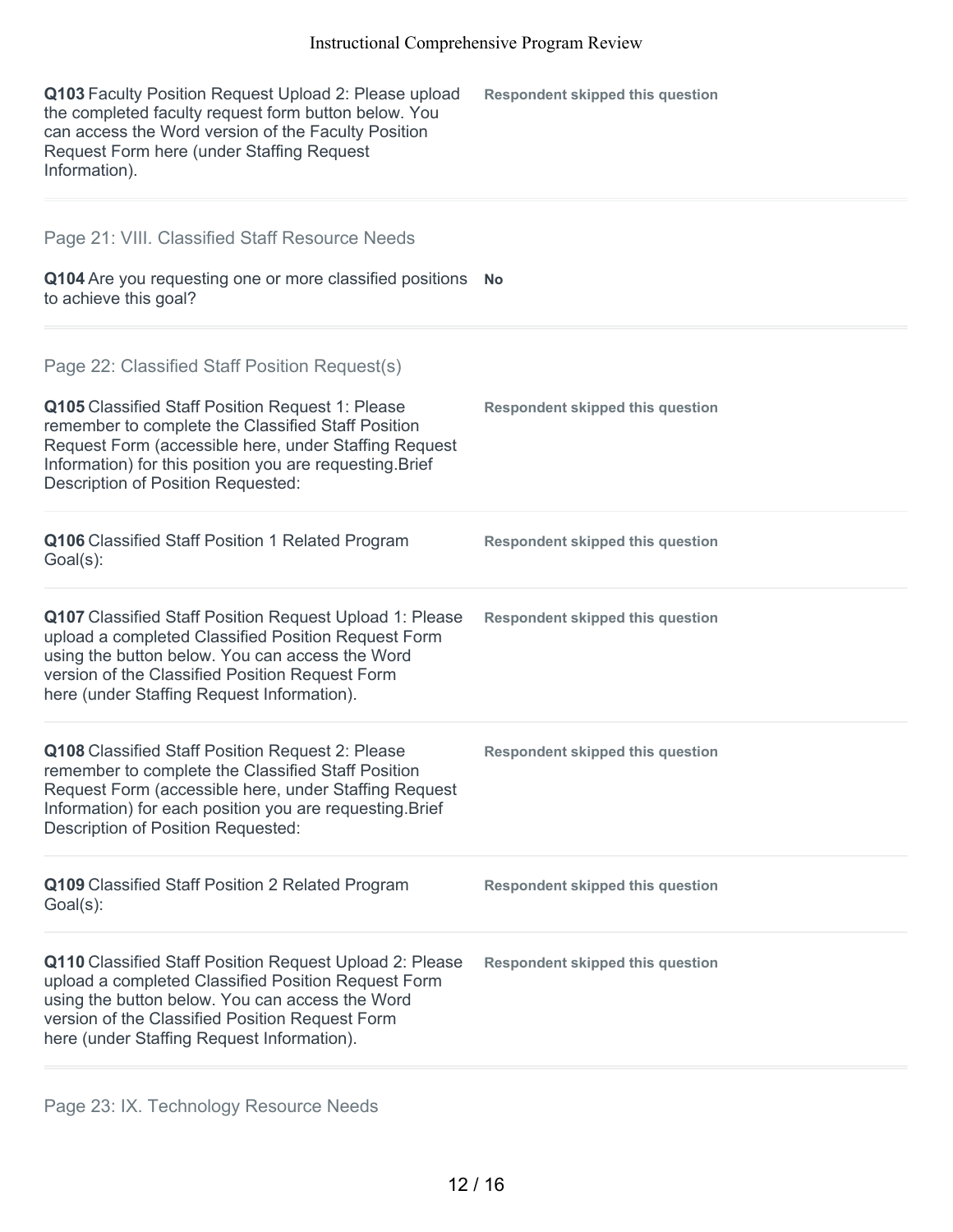**Q103** Faculty Position Request Upload 2: Please upload the completed faculty request form button below. You can access the Word version of the Faculty Position Request Form here (under Staffing Request Information).

**Respondent skipped this question**

## Page 21: VIII. Classified Staff Resource Needs

**Q104** Are you requesting one or more classified positions to achieve this goal?

**No**

## Page 22: Classified Staff Position Request(s)

**Q105** Classified Staff Position Request 1: Please remember to complete the Classified Staff Position Request Form (accessible here, under Staffing Request Information) for this position you are requesting.Brief Description of Position Requested:

**Respondent skipped this question**

**Q106** Classified Staff Position 1 Related Program Goal(s):

**Respondent skipped this question**

**Q107** Classified Staff Position Request Upload 1: Please upload a completed Classified Position Request Form using the button below. You can access the Word version of the Classified Position Request Form here (under Staffing Request Information).

**Respondent skipped this question**

**Q108** Classified Staff Position Request 2: Please remember to complete the Classified Staff Position Request Form (accessible here, under Staffing Request Information) for each position you are requesting.Brief Description of Position Requested:

**Respondent skipped this question**

**Q109** Classified Staff Position 2 Related Program Goal(s):

**Respondent skipped this question**

**Q110** Classified Staff Position Request Upload 2: Please upload a completed Classified Position Request Form using the button below. You can access the Word version of the Classified Position Request Form here (under Staffing Request Information).

**Respondent skipped this question**

## Page 23: IX. Technology Resource Needs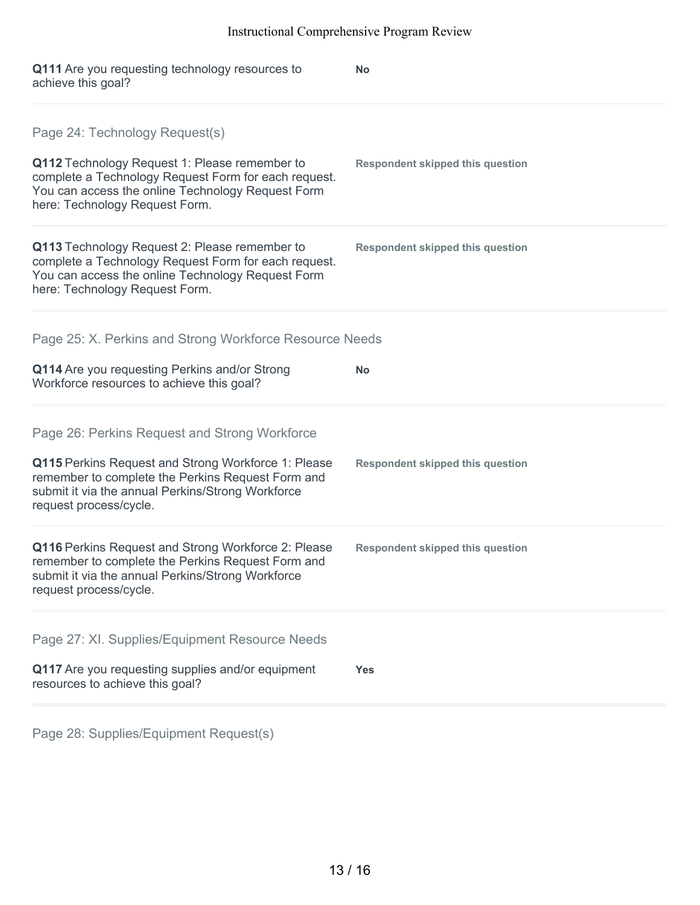**Q111** Are you requesting technology resources to achieve this goal?

**No**

## Page 24: Technology Request(s)

**Q112** Technology Request 1: Please remember to complete a Technology Request Form for each request. You can access the online Technology Request Form here: Technology Request Form.

**Respondent skipped this question**

**Q113** Technology Request 2: Please remember to complete a Technology Request Form for each request. You can access the online Technology Request Form here: Technology Request Form.

**Respondent skipped this question**

## Page 25: X. Perkins and Strong Workforce Resource Needs

**Q114** Are you requesting Perkins and/or Strong Workforce resources to achieve this goal?

**No**

## Page 26: Perkins Request and Strong Workforce

**Q115** Perkins Request and Strong Workforce 1: Please remember to complete the Perkins Request Form and submit it via the annual Perkins/Strong Workforce request process/cycle.

**Respondent skipped this question**

**Q116** Perkins Request and Strong Workforce 2: Please remember to complete the Perkins Request Form and submit it via the annual Perkins/Strong Workforce request process/cycle.

**Respondent skipped this question**

## Page 27: XI. Supplies/Equipment Resource Needs

**Q117** Are you requesting supplies and/or equipment resources to achieve this goal?

**Yes**

## Page 28: Supplies/Equipment Request(s)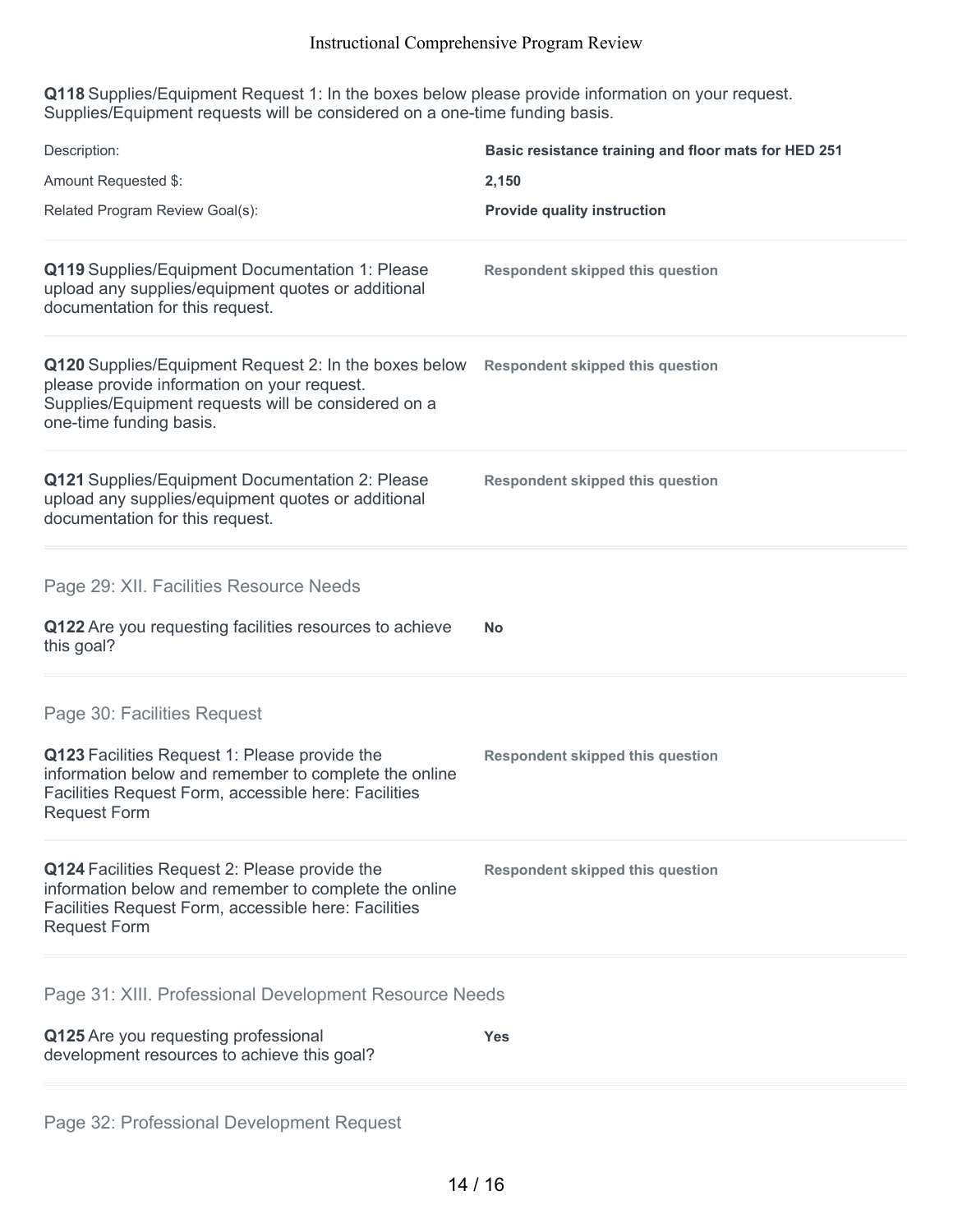**Q118** Supplies/Equipment Request 1: In the boxes below please provide information on your request. Supplies/Equipment requests will be considered on a one-time funding basis.

| | |
|---|---|
| Description: | **Basic resistance training and floor mats for HED 251** |
| Amount Requested $: | **2,150** |
| Related Program Review Goal(s): | **Provide quality instruction** |

**Q119** Supplies/Equipment Documentation 1: Please upload any supplies/equipment quotes or additional documentation for this request.

**Respondent skipped this question**

**Q120** Supplies/Equipment Request 2: In the boxes below please provide information on your request. Supplies/Equipment requests will be considered on a one-time funding basis.

**Respondent skipped this question**

**Q121** Supplies/Equipment Documentation 2: Please upload any supplies/equipment quotes or additional documentation for this request.

**Respondent skipped this question**

## Page 29: XII. Facilities Resource Needs

**Q122** Are you requesting facilities resources to achieve this goal?

**No**

## Page 30: Facilities Request

**Q123** Facilities Request 1: Please provide the information below and remember to complete the online Facilities Request Form, accessible here: Facilities Request Form

**Respondent skipped this question**

**Q124** Facilities Request 2: Please provide the information below and remember to complete the online Facilities Request Form, accessible here: Facilities Request Form

**Respondent skipped this question**

## Page 31: XIII. Professional Development Resource Needs

**Q125** Are you requesting professional development resources to achieve this goal?

**Yes**

## Page 32: Professional Development Request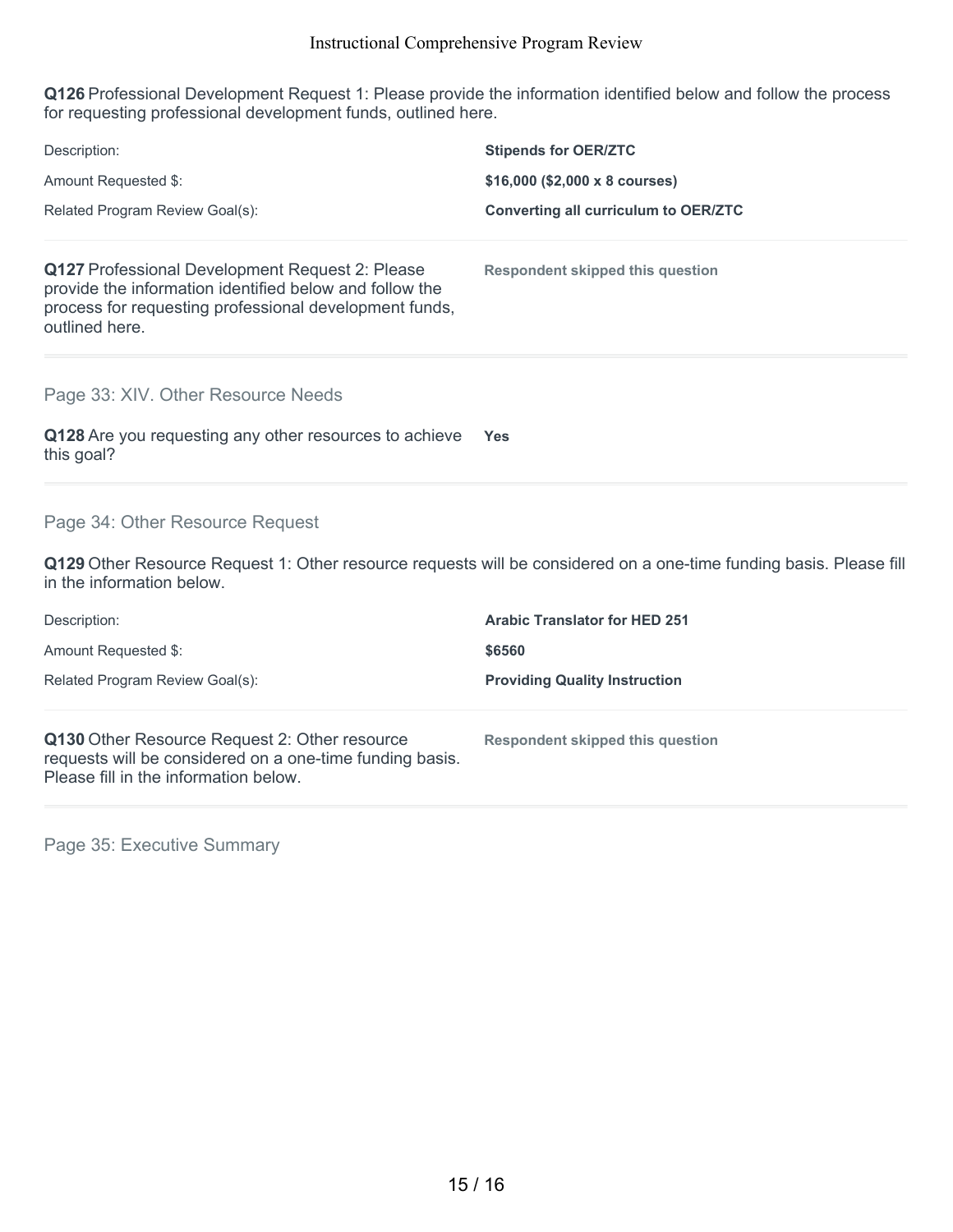**Q126** Professional Development Request 1: Please provide the information identified below and follow the process for requesting professional development funds, outlined here.

| | |
|---|---|
| Description: | **Stipends for OER/ZTC** |
| Amount Requested $: | **$16,000 ($2,000 x 8 courses)** |
| Related Program Review Goal(s): | **Converting all curriculum to OER/ZTC** |

**Q127** Professional Development Request 2: Please provide the information identified below and follow the process for requesting professional development funds, outlined here.

**Respondent skipped this question**

## Page 33: XIV. Other Resource Needs

**Q128** Are you requesting any other resources to achieve this goal?

**Yes**

## Page 34: Other Resource Request

**Q129** Other Resource Request 1: Other resource requests will be considered on a one-time funding basis. Please fill in the information below.

| | |
|---|---|
| Description: | **Arabic Translator for HED 251** |
| Amount Requested $: | **$6560** |
| Related Program Review Goal(s): | **Providing Quality Instruction** |

**Q130** Other Resource Request 2: Other resource requests will be considered on a one-time funding basis. Please fill in the information below.

**Respondent skipped this question**

## Page 35: Executive Summary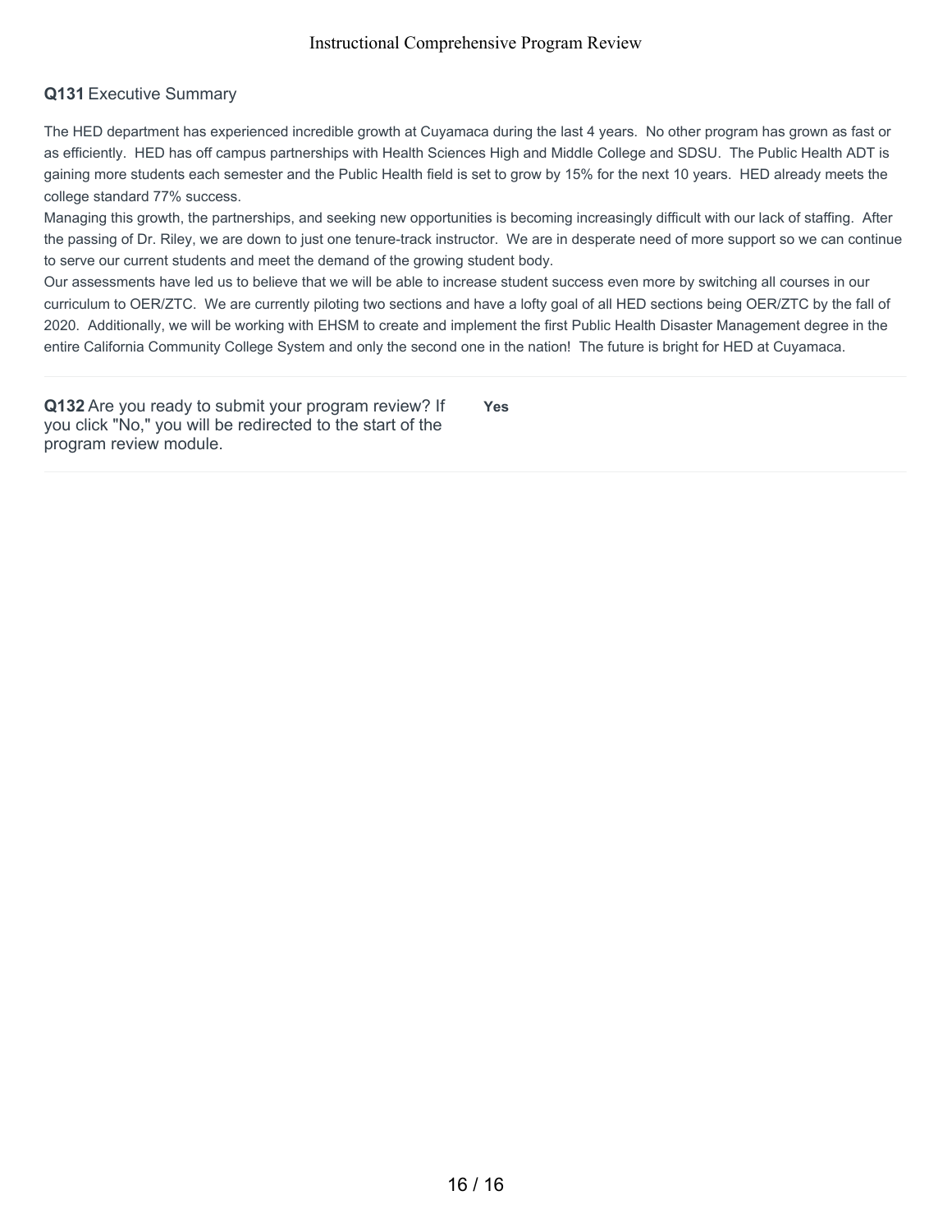**Q131** Executive Summary

The HED department has experienced incredible growth at Cuyamaca during the last 4 years. No other program has grown as fast or as efficiently. HED has off campus partnerships with Health Sciences High and Middle College and SDSU. The Public Health ADT is gaining more students each semester and the Public Health field is set to grow by 15% for the next 10 years. HED already meets the college standard 77% success.

Managing this growth, the partnerships, and seeking new opportunities is becoming increasingly difficult with our lack of staffing. After the passing of Dr. Riley, we are down to just one tenure-track instructor. We are in desperate need of more support so we can continue to serve our current students and meet the demand of the growing student body.

Our assessments have led us to believe that we will be able to increase student success even more by switching all courses in our curriculum to OER/ZTC. We are currently piloting two sections and have a lofty goal of all HED sections being OER/ZTC by the fall of 2020. Additionally, we will be working with EHSM to create and implement the first Public Health Disaster Management degree in the entire California Community College System and only the second one in the nation! The future is bright for HED at Cuyamaca.

---

**Q132** Are you ready to submit your program review? If you click "No," you will be redirected to the start of the program review module.

**Yes**